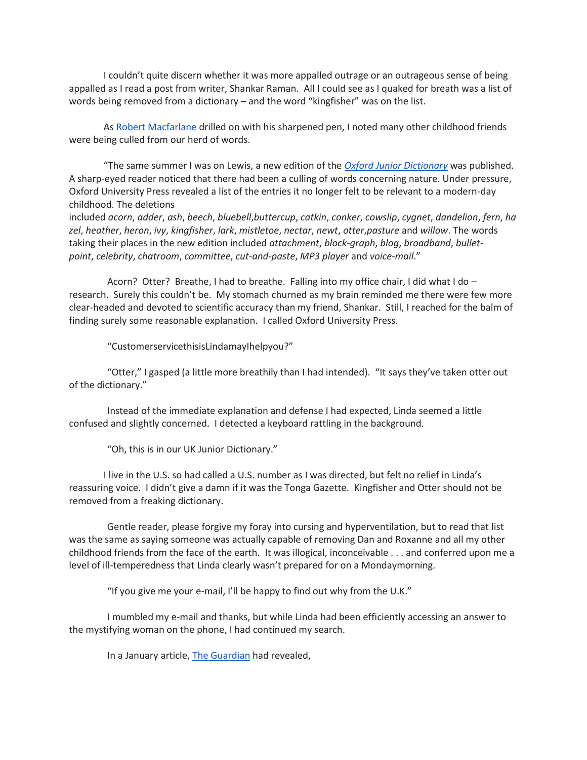I couldn't quite discern whether it was more appalled outrage or an outrageous sense of being appalled as I read a post from writer, Shankar Raman. All I could see as I quaked for breath was a list of words being removed from a dictionary – and the word "kingfisher" was on the list.

As Robert Macfarlane drilled on with his sharpened pen, I noted many other childhood friends were being culled from our herd of words.

"The same summer I was on Lewis, a new edition of the *Oxford Junior Dictionary* was published. A sharp-eyed reader noticed that there had been a culling of words concerning nature. Under pressure, Oxford University Press revealed a list of the entries it no longer felt to be relevant to a modern-day childhood. The deletions included *acorn*, *adder*, *ash*, *beech*, *bluebell*,*buttercup*, *catkin*, *conker*, *cowslip*, *cygnet*, *dandelion*, *fern*, *hazel*, *heather*, *heron*, *ivy*, *kingfisher*, *lark*, *mistletoe*, *nectar*, *newt*, *otter*,*pasture* and *willow*. The words taking their places in the new edition included *attachment*, *block-graph*, *blog*, *broadband*, *bullet-point*, *celebrity*, *chatroom*, *committee*, *cut-and-paste*, *MP3 player* and *voice-mail*."

Acorn? Otter? Breathe, I had to breathe. Falling into my office chair, I did what I do – research. Surely this couldn't be. My stomach churned as my brain reminded me there were few more clear-headed and devoted to scientific accuracy than my friend, Shankar. Still, I reached for the balm of finding surely some reasonable explanation. I called Oxford University Press.

"CustomerservicethisisLindamayIhelpyou?"

"Otter," I gasped (a little more breathily than I had intended). "It says they've taken otter out of the dictionary."

Instead of the immediate explanation and defense I had expected, Linda seemed a little confused and slightly concerned. I detected a keyboard rattling in the background.

"Oh, this is in our UK Junior Dictionary."

I live in the U.S. so had called a U.S. number as I was directed, but felt no relief in Linda's reassuring voice. I didn't give a damn if it was the Tonga Gazette. Kingfisher and Otter should not be removed from a freaking dictionary.

Gentle reader, please forgive my foray into cursing and hyperventilation, but to read that list was the same as saying someone was actually capable of removing Dan and Roxanne and all my other childhood friends from the face of the earth. It was illogical, inconceivable . . . and conferred upon me a level of ill-temperedness that Linda clearly wasn't prepared for on a Mondaymorning.

"If you give me your e-mail, I'll be happy to find out why from the U.K."

I mumbled my e-mail and thanks, but while Linda had been efficiently accessing an answer to the mystifying woman on the phone, I had continued my search.

In a January article, The Guardian had revealed,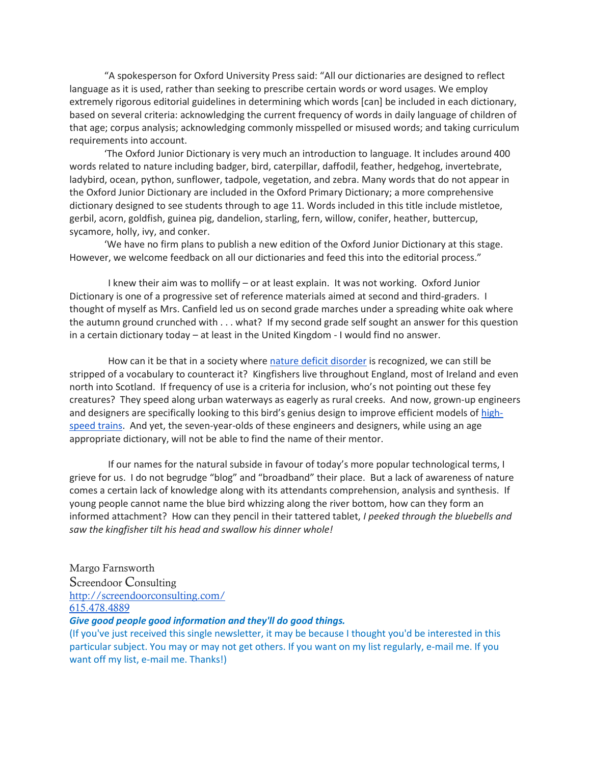"A spokesperson for Oxford University Press said: "All our dictionaries are designed to reflect language as it is used, rather than seeking to prescribe certain words or word usages. We employ extremely rigorous editorial guidelines in determining which words [can] be included in each dictionary, based on several criteria: acknowledging the current frequency of words in daily language of children of that age; corpus analysis; acknowledging commonly misspelled or misused words; and taking curriculum requirements into account.

'The Oxford Junior Dictionary is very much an introduction to language. It includes around 400 words related to nature including badger, bird, caterpillar, daffodil, feather, hedgehog, invertebrate, ladybird, ocean, python, sunflower, tadpole, vegetation, and zebra. Many words that do not appear in the Oxford Junior Dictionary are included in the Oxford Primary Dictionary; a more comprehensive dictionary designed to see students through to age 11. Words included in this title include mistletoe, gerbil, acorn, goldfish, guinea pig, dandelion, starling, fern, willow, conifer, heather, buttercup, sycamore, holly, ivy, and conker.

'We have no firm plans to publish a new edition of the Oxford Junior Dictionary at this stage. However, we welcome feedback on all our dictionaries and feed this into the editorial process."

I knew their aim was to mollify – or at least explain. It was not working. Oxford Junior Dictionary is one of a progressive set of reference materials aimed at second and third-graders. I thought of myself as Mrs. Canfield led us on second grade marches under a spreading white oak where the autumn ground crunched with . . . what? If my second grade self sought an answer for this question in a certain dictionary today – at least in the United Kingdom - I would find no answer.

How can it be that in a society where nature deficit disorder is recognized, we can still be stripped of a vocabulary to counteract it? Kingfishers live throughout England, most of Ireland and even north into Scotland. If frequency of use is a criteria for inclusion, who's not pointing out these fey creatures? They speed along urban waterways as eagerly as rural creeks. And now, grown-up engineers and designers are specifically looking to this bird's genius design to improve efficient models of high-speed trains. And yet, the seven-year-olds of these engineers and designers, while using an age appropriate dictionary, will not be able to find the name of their mentor.

If our names for the natural subside in favour of today's more popular technological terms, I grieve for us. I do not begrudge "blog" and "broadband" their place. But a lack of awareness of nature comes a certain lack of knowledge along with its attendants comprehension, analysis and synthesis. If young people cannot name the blue bird whizzing along the river bottom, how can they form an informed attachment? How can they pencil in their tattered tablet, *I peeked through the bluebells and saw the kingfisher tilt his head and swallow his dinner whole!*

Margo Farnsworth
Screendoor Consulting
http://screendoorconsulting.com/
615.478.4889
***Give good people good information and they'll do good things.***
(If you've just received this single newsletter, it may be because I thought you'd be interested in this particular subject. You may or may not get others. If you want on my list regularly, e-mail me. If you want off my list, e-mail me. Thanks!)